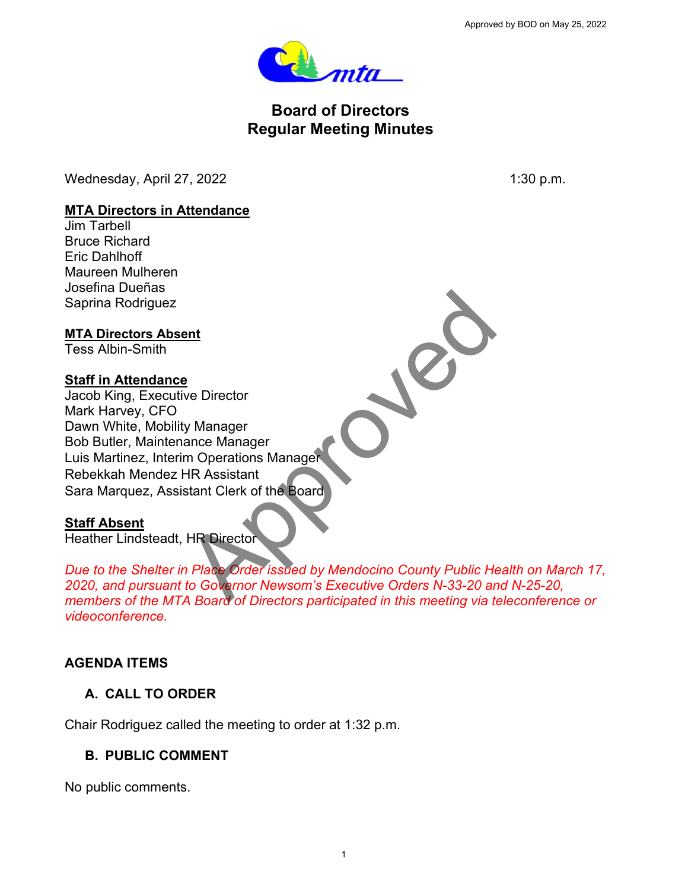Approved by BOD on May 25, 2022

# Board of Directors Regular Meeting Minutes

Wednesday, April 27, 2022 1:30 p.m.

**MTA Directors in Attendance**

Jim Tarbell
Bruce Richard
Eric Dahlhoff
Maureen Mulheren
Josefina Dueñas
Saprina Rodriguez

**MTA Directors Absent**

Tess Albin-Smith

**Staff in Attendance**

Jacob King, Executive Director
Mark Harvey, CFO
Dawn White, Mobility Manager
Bob Butler, Maintenance Manager
Luis Martinez, Interim Operations Manager
Rebekkah Mendez HR Assistant
Sara Marquez, Assistant Clerk of the Board

**Staff Absent**

Heather Lindsteadt, HR Director

*Due to the Shelter in Place Order issued by Mendocino County Public Health on March 17, 2020, and pursuant to Governor Newsom's Executive Orders N-33-20 and N-25-20, members of the MTA Board of Directors participated in this meeting via teleconference or videoconference.*

## AGENDA ITEMS

### A. CALL TO ORDER

Chair Rodriguez called the meeting to order at 1:32 p.m.

### B. PUBLIC COMMENT

No public comments.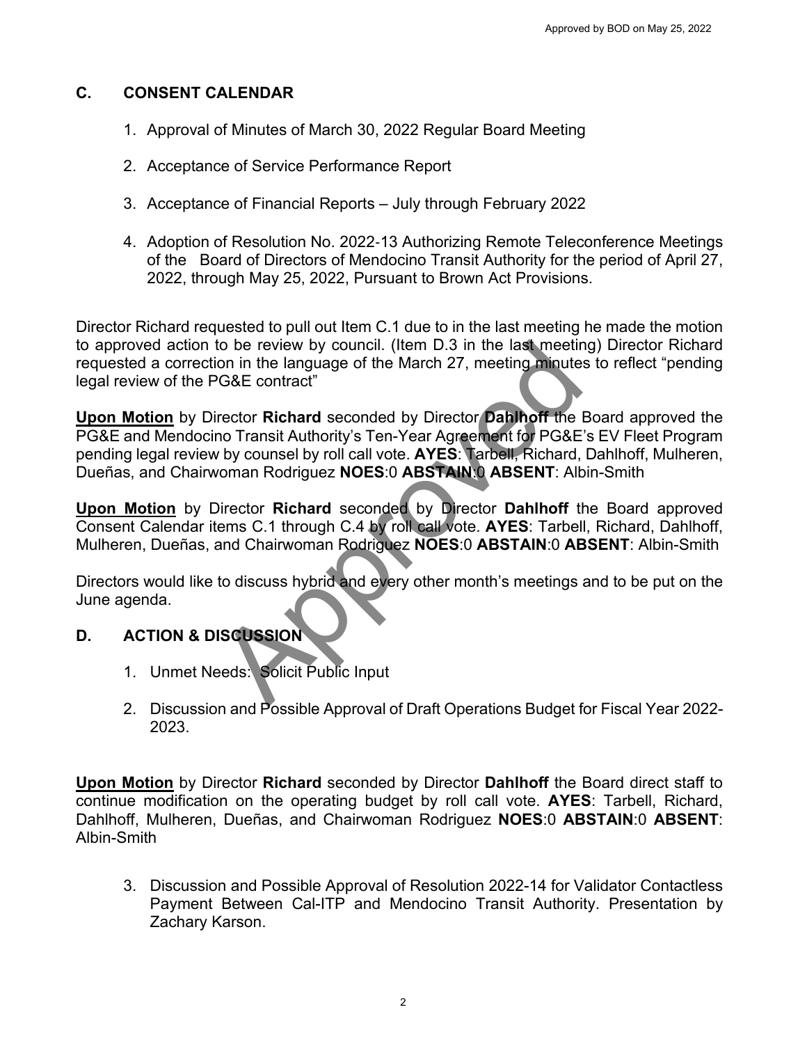## C. CONSENT CALENDAR

1. Approval of Minutes of March 30, 2022 Regular Board Meeting
2. Acceptance of Service Performance Report
3. Acceptance of Financial Reports – July through February 2022
4. Adoption of Resolution No. 2022-13 Authorizing Remote Teleconference Meetings of the Board of Directors of Mendocino Transit Authority for the period of April 27, 2022, through May 25, 2022, Pursuant to Brown Act Provisions.

Director Richard requested to pull out Item C.1 due to in the last meeting he made the motion to approved action to be review by council. (Item D.3 in the last meeting) Director Richard requested a correction in the language of the March 27, meeting minutes to reflect "pending legal review of the PG&E contract"

**Upon Motion** by Director **Richard** seconded by Director **Dahlhoff** the Board approved the PG&E and Mendocino Transit Authority's Ten-Year Agreement for PG&E's EV Fleet Program pending legal review by counsel by roll call vote. **AYES**: Tarbell, Richard, Dahlhoff, Mulheren, Dueñas, and Chairwoman Rodriguez **NOES**:0 **ABSTAIN**:0 **ABSENT**: Albin-Smith

**Upon Motion** by Director **Richard** seconded by Director **Dahlhoff** the Board approved Consent Calendar items C.1 through C.4 by roll call vote. **AYES**: Tarbell, Richard, Dahlhoff, Mulheren, Dueñas, and Chairwoman Rodriguez **NOES**:0 **ABSTAIN**:0 **ABSENT**: Albin-Smith

Directors would like to discuss hybrid and every other month's meetings and to be put on the June agenda.

## D. ACTION & DISCUSSION

1. Unmet Needs: Solicit Public Input
2. Discussion and Possible Approval of Draft Operations Budget for Fiscal Year 2022-2023.

**Upon Motion** by Director **Richard** seconded by Director **Dahlhoff** the Board direct staff to continue modification on the operating budget by roll call vote. **AYES**: Tarbell, Richard, Dahlhoff, Mulheren, Dueñas, and Chairwoman Rodriguez **NOES**:0 **ABSTAIN**:0 **ABSENT**: Albin-Smith

3. Discussion and Possible Approval of Resolution 2022-14 for Validator Contactless Payment Between Cal-ITP and Mendocino Transit Authority. Presentation by Zachary Karson.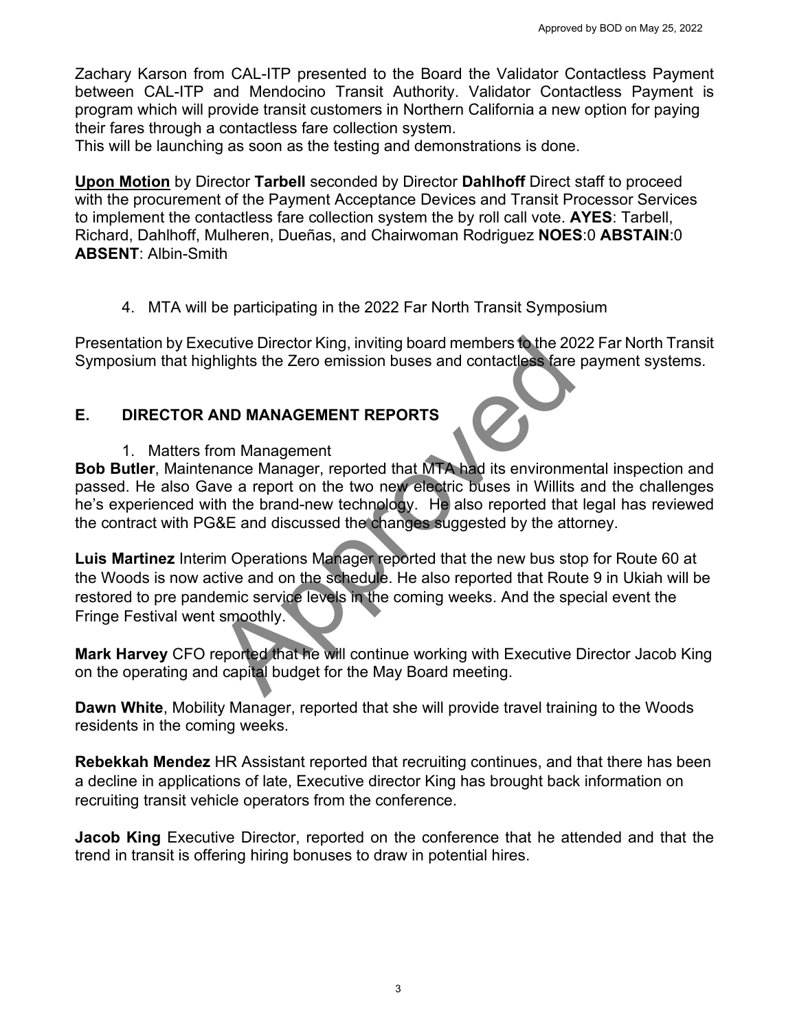Zachary Karson from CAL-ITP presented to the Board the Validator Contactless Payment between CAL-ITP and Mendocino Transit Authority. Validator Contactless Payment is program which will provide transit customers in Northern California a new option for paying their fares through a contactless fare collection system.
This will be launching as soon as the testing and demonstrations is done.

**Upon Motion** by Director **Tarbell** seconded by Director **Dahlhoff** Direct staff to proceed with the procurement of the Payment Acceptance Devices and Transit Processor Services to implement the contactless fare collection system the by roll call vote. **AYES**: Tarbell, Richard, Dahlhoff, Mulheren, Dueñas, and Chairwoman Rodriguez **NOES**:0 **ABSTAIN**:0 **ABSENT**: Albin-Smith

4. MTA will be participating in the 2022 Far North Transit Symposium

Presentation by Executive Director King, inviting board members to the 2022 Far North Transit Symposium that highlights the Zero emission buses and contactless fare payment systems.

## E. DIRECTOR AND MANAGEMENT REPORTS

1. Matters from Management

**Bob Butler**, Maintenance Manager, reported that MTA had its environmental inspection and passed. He also Gave a report on the two new electric buses in Willits and the challenges he's experienced with the brand-new technology. He also reported that legal has reviewed the contract with PG&E and discussed the changes suggested by the attorney.

**Luis Martinez** Interim Operations Manager reported that the new bus stop for Route 60 at the Woods is now active and on the schedule. He also reported that Route 9 in Ukiah will be restored to pre pandemic service levels in the coming weeks. And the special event the Fringe Festival went smoothly.

**Mark Harvey** CFO reported that he will continue working with Executive Director Jacob King on the operating and capital budget for the May Board meeting.

**Dawn White**, Mobility Manager, reported that she will provide travel training to the Woods residents in the coming weeks.

**Rebekkah Mendez** HR Assistant reported that recruiting continues, and that there has been a decline in applications of late, Executive director King has brought back information on recruiting transit vehicle operators from the conference.

**Jacob King** Executive Director, reported on the conference that he attended and that the trend in transit is offering hiring bonuses to draw in potential hires.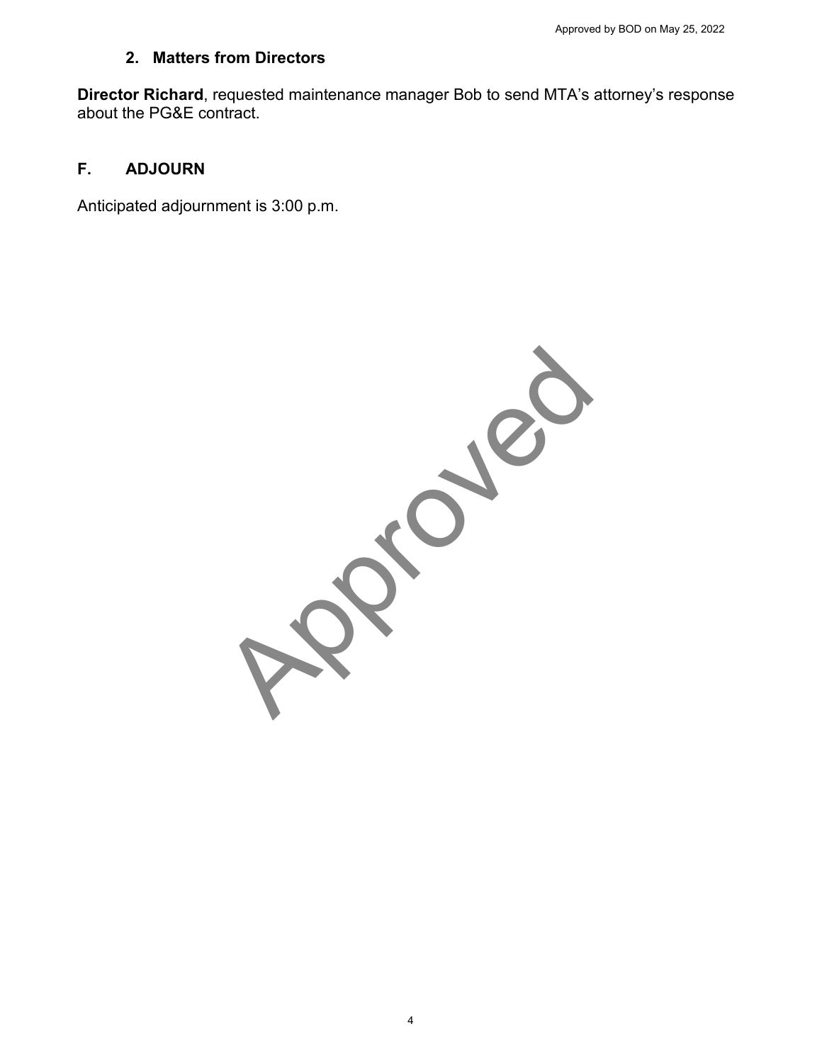### 2. Matters from Directors

**Director Richard**, requested maintenance manager Bob to send MTA's attorney's response about the PG&E contract.

## F. ADJOURN

Anticipated adjournment is 3:00 p.m.